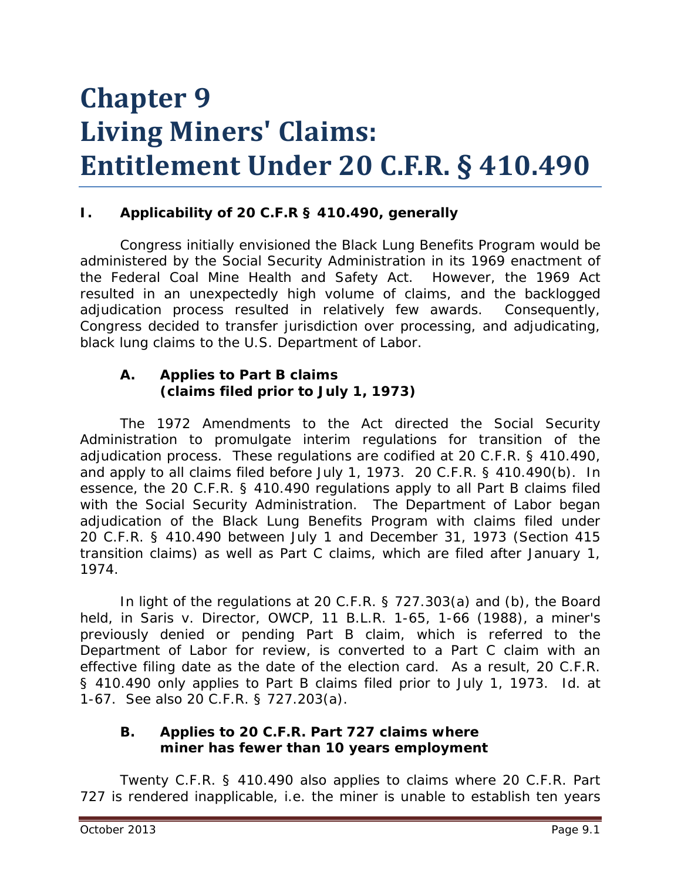# Chapter 9
# Living Miners' Claims: Entitlement Under 20 C.F.R. § 410.490

## I. Applicability of 20 C.F.R § 410.490, generally

Congress initially envisioned the Black Lung Benefits Program would be administered by the Social Security Administration in its 1969 enactment of the Federal Coal Mine Health and Safety Act. However, the 1969 Act resulted in an unexpectedly high volume of claims, and the backlogged adjudication process resulted in relatively few awards. Consequently, Congress decided to transfer jurisdiction over processing, and adjudicating, black lung claims to the U.S. Department of Labor.

### A. Applies to Part B claims (claims filed prior to July 1, 1973)

The 1972 Amendments to the Act directed the Social Security Administration to promulgate interim regulations for transition of the adjudication process. These regulations are codified at 20 C.F.R. § 410.490, and apply to all claims filed before July 1, 1973. 20 C.F.R. § 410.490(b). In essence, the 20 C.F.R. § 410.490 regulations apply to all Part B claims filed with the Social Security Administration. The Department of Labor began adjudication of the Black Lung Benefits Program with claims filed under 20 C.F.R. § 410.490 between July 1 and December 31, 1973 (Section 415 transition claims) as well as Part C claims, which are filed after January 1, 1974.

In light of the regulations at 20 C.F.R. § 727.303(a) and (b), the Board held, in *Saris v. Director, OWCP*, 11 B.L.R. 1-65, 1-66 (1988), a miner's previously denied or pending Part B claim, which is referred to the Department of Labor for review, is converted to a Part C claim with an effective filing date as the date of the election card. As a result, 20 C.F.R. § 410.490 only applies to Part B claims filed prior to July 1, 1973. *Id.* at 1-67. *See also* 20 C.F.R. § 727.203(a).

### B. Applies to 20 C.F.R. Part 727 claims where miner has fewer than 10 years employment

Twenty C.F.R. § 410.490 also applies to claims where 20 C.F.R. Part 727 is rendered inapplicable, *i.e.* the miner is unable to establish ten years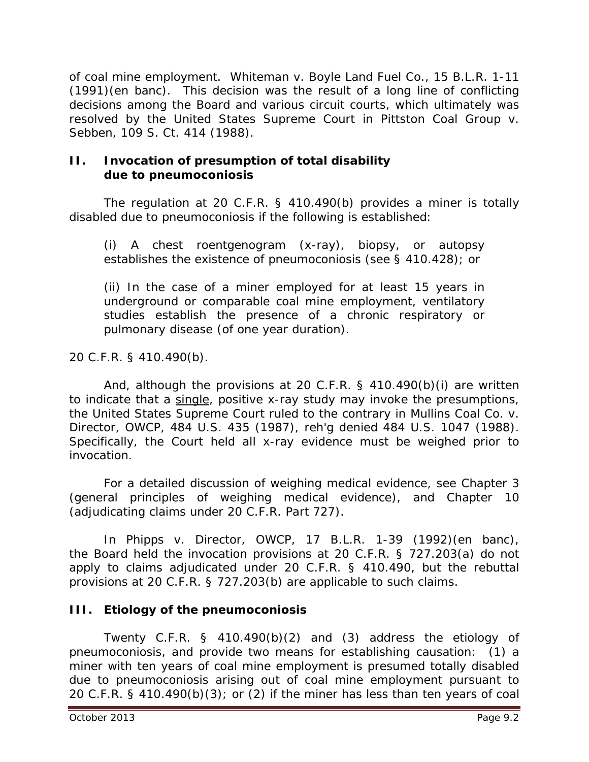of coal mine employment. *Whiteman v. Boyle Land Fuel Co.*, 15 B.L.R. 1-11 (1991)(en banc). This decision was the result of a long line of conflicting decisions among the Board and various circuit courts, which ultimately was resolved by the United States Supreme Court in *Pittston Coal Group v. Sebben*, 109 S. Ct. 414 (1988).

## II. Invocation of presumption of total disability due to pneumoconiosis

The regulation at 20 C.F.R. § 410.490(b) provides a miner is totally disabled due to pneumoconiosis if the following is established:

> (i) A chest roentgenogram (x-ray), biopsy, or autopsy establishes the existence of pneumoconiosis (see § 410.428); or
>
> (ii) In the case of a miner employed for at least 15 years in underground or comparable coal mine employment, ventilatory studies establish the presence of a chronic respiratory or pulmonary disease (of one year duration).

20 C.F.R. § 410.490(b).

And, although the provisions at 20 C.F.R. § 410.490(b)(i) are written to indicate that a <u>single</u>, positive x-ray study may invoke the presumptions, the United States Supreme Court ruled to the contrary in *Mullins Coal Co. v. Director, OWCP*, 484 U.S. 435 (1987), *reh'g denied* 484 U.S. 1047 (1988). Specifically, the Court held all x-ray evidence must be weighed prior to invocation.

For a detailed discussion of weighing medical evidence, see Chapter 3 (general principles of weighing medical evidence), and Chapter 10 (adjudicating claims under 20 C.F.R. Part 727).

In *Phipps v. Director, OWCP*, 17 B.L.R. 1-39 (1992)(en banc), the Board held the invocation provisions at 20 C.F.R. § 727.203(a) do not apply to claims adjudicated under 20 C.F.R. § 410.490, but the rebuttal provisions at 20 C.F.R. § 727.203(b) are applicable to such claims.

## III. Etiology of the pneumoconiosis

Twenty C.F.R. § 410.490(b)(2) and (3) address the etiology of pneumoconiosis, and provide two means for establishing causation: (1) a miner with ten years of coal mine employment is presumed totally disabled due to pneumoconiosis arising out of coal mine employment pursuant to 20 C.F.R. § 410.490(b)(3); or (2) if the miner has less than ten years of coal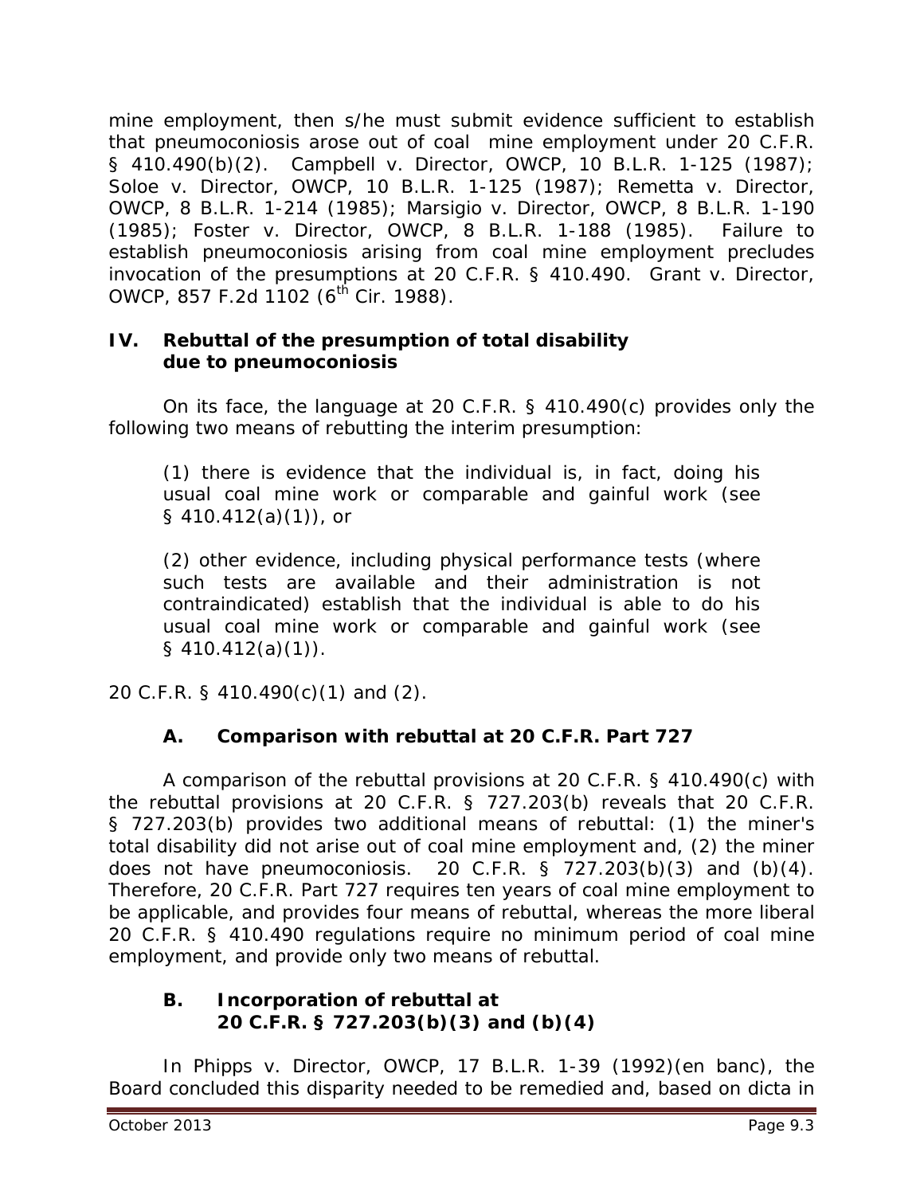mine employment, then s/he must submit evidence sufficient to establish that pneumoconiosis arose out of coal mine employment under 20 C.F.R. § 410.490(b)(2). *Campbell v. Director, OWCP*, 10 B.L.R. 1-125 (1987); *Soloe v. Director, OWCP*, 10 B.L.R. 1-125 (1987); *Remetta v. Director, OWCP*, 8 B.L.R. 1-214 (1985); *Marsigio v. Director, OWCP*, 8 B.L.R. 1-190 (1985); *Foster v. Director, OWCP*, 8 B.L.R. 1-188 (1985). Failure to establish pneumoconiosis arising from coal mine employment precludes invocation of the presumptions at 20 C.F.R. § 410.490. *Grant v. Director, OWCP*, 857 F.2d 1102 (6th Cir. 1988).

## IV. Rebuttal of the presumption of total disability due to pneumoconiosis

On its face, the language at 20 C.F.R. § 410.490(c) provides only the following two means of rebutting the interim presumption:

> (1) there is evidence that the individual is, in fact, doing his usual coal mine work or comparable and gainful work (see § 410.412(a)(1)), or
>
> (2) other evidence, including physical performance tests (where such tests are available and their administration is not contraindicated) establish that the individual is able to do his usual coal mine work or comparable and gainful work (see § 410.412(a)(1)).

20 C.F.R. § 410.490(c)(1) and (2).

### A. Comparison with rebuttal at 20 C.F.R. Part 727

A comparison of the rebuttal provisions at 20 C.F.R. § 410.490(c) with the rebuttal provisions at 20 C.F.R. § 727.203(b) reveals that 20 C.F.R. § 727.203(b) provides two additional means of rebuttal: (1) the miner's total disability did not arise out of coal mine employment and, (2) the miner does not have pneumoconiosis. 20 C.F.R. § 727.203(b)(3) and (b)(4). Therefore, 20 C.F.R. Part 727 requires ten years of coal mine employment to be applicable, and provides four means of rebuttal, whereas the more liberal 20 C.F.R. § 410.490 regulations require no minimum period of coal mine employment, and provide only two means of rebuttal.

### B. Incorporation of rebuttal at 20 C.F.R. § 727.203(b)(3) and (b)(4)

In *Phipps v. Director, OWCP*, 17 B.L.R. 1-39 (1992)(en banc), the Board concluded this disparity needed to be remedied and, based on dicta in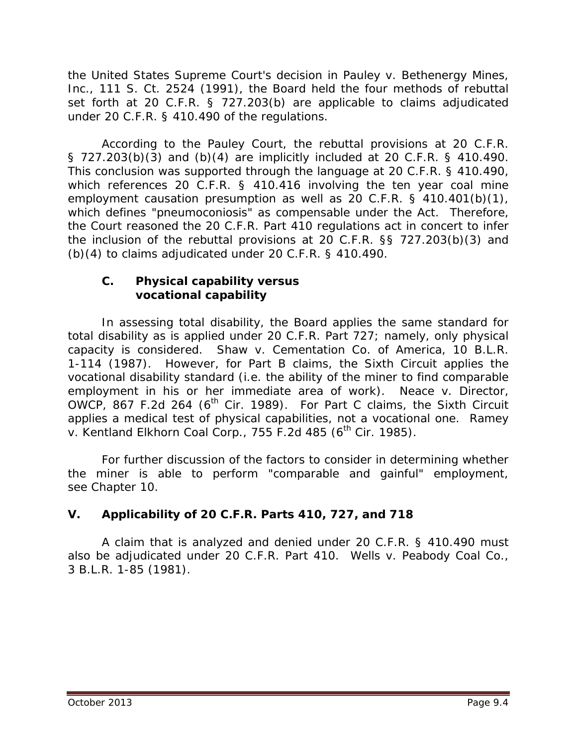the United States Supreme Court's decision in *Pauley v. Bethenergy Mines, Inc.*, 111 S. Ct. 2524 (1991), the Board held the four methods of rebuttal set forth at 20 C.F.R. § 727.203(b) are applicable to claims adjudicated under 20 C.F.R. § 410.490 of the regulations.

According to the *Pauley* Court, the rebuttal provisions at 20 C.F.R. § 727.203(b)(3) and (b)(4) are implicitly included at 20 C.F.R. § 410.490. This conclusion was supported through the language at 20 C.F.R. § 410.490, which references 20 C.F.R. § 410.416 involving the ten year coal mine employment causation presumption as well as 20 C.F.R. § 410.401(b)(1), which defines "pneumoconiosis" as compensable under the Act. Therefore, the Court reasoned the 20 C.F.R. Part 410 regulations act in concert to infer the inclusion of the rebuttal provisions at 20 C.F.R. §§ 727.203(b)(3) and (b)(4) to claims adjudicated under 20 C.F.R. § 410.490.

### C. Physical capability versus vocational capability

In assessing total disability, the Board applies the same standard for total disability as is applied under 20 C.F.R. Part 727; namely, only physical capacity is considered. *Shaw v. Cementation Co. of America*, 10 B.L.R. 1-114 (1987). However, for Part B claims, the Sixth Circuit applies the vocational disability standard (i.e. the ability of the miner to find comparable employment in his or her immediate area of work). *Neace v. Director, OWCP*, 867 F.2d 264 (6th Cir. 1989). For Part C claims, the Sixth Circuit applies a medical test of physical capabilities, not a vocational one. *Ramey v. Kentland Elkhorn Coal Corp.*, 755 F.2d 485 (6th Cir. 1985).

For further discussion of the factors to consider in determining whether the miner is able to perform "comparable and gainful" employment, see Chapter 10.

## V. Applicability of 20 C.F.R. Parts 410, 727, and 718

A claim that is analyzed and denied under 20 C.F.R. § 410.490 must also be adjudicated under 20 C.F.R. Part 410. *Wells v. Peabody Coal Co.*, 3 B.L.R. 1-85 (1981).